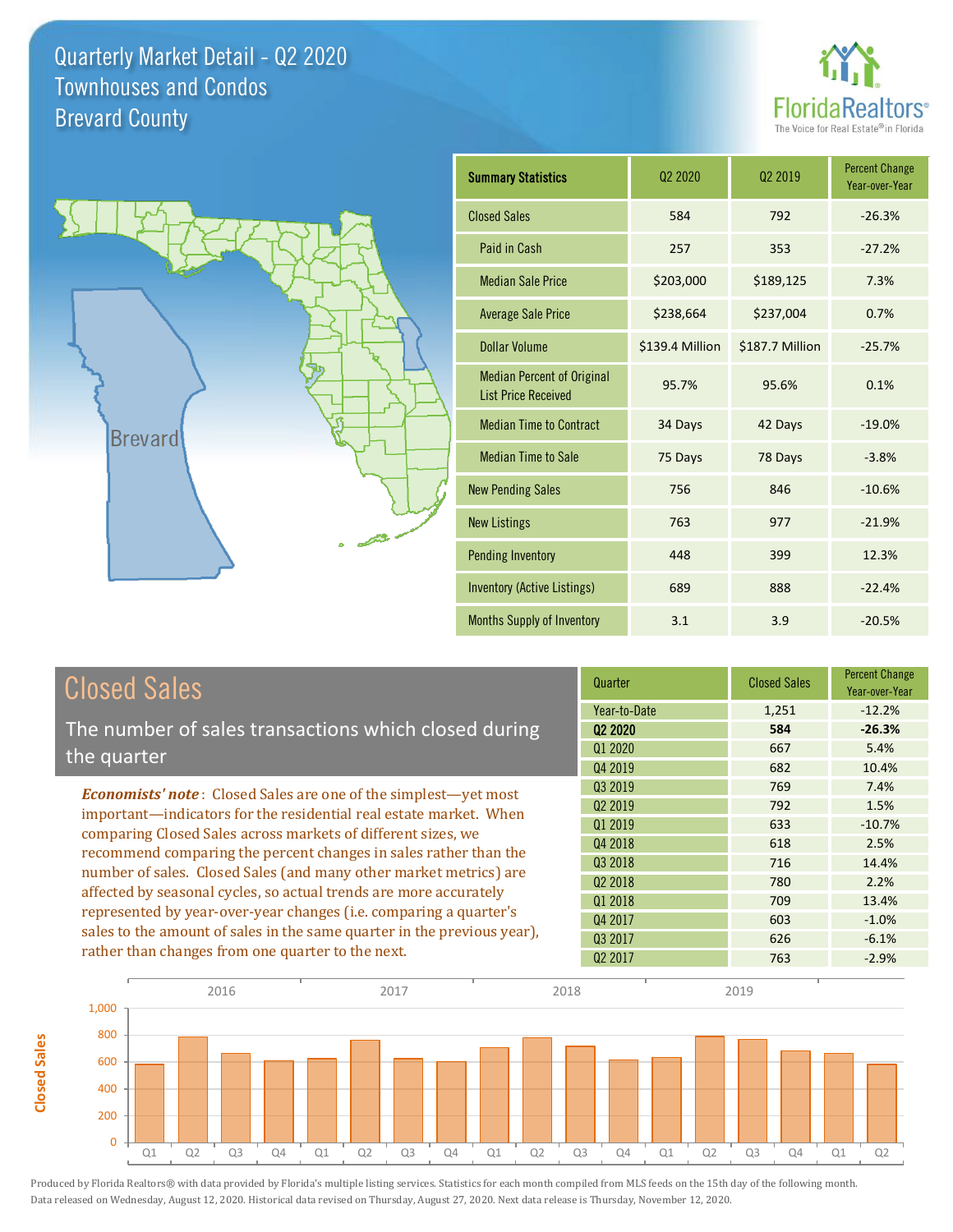# Quarterly Market Detail - Q2 2020
## Townhouses and Condos
## Brevard County

FloridaRealtors® The Voice for Real Estate® in Florida

| Summary Statistics | Q2 2020 | Q2 2019 | Percent Change Year-over-Year |
|---|---|---|---|
| Closed Sales | 584 | 792 | -26.3% |
| Paid in Cash | 257 | 353 | -27.2% |
| Median Sale Price | $203,000 | $189,125 | 7.3% |
| Average Sale Price | $238,664 | $237,004 | 0.7% |
| Dollar Volume | $139.4 Million | $187.7 Million | -25.7% |
| Median Percent of Original List Price Received | 95.7% | 95.6% | 0.1% |
| Median Time to Contract | 34 Days | 42 Days | -19.0% |
| Median Time to Sale | 75 Days | 78 Days | -3.8% |
| New Pending Sales | 756 | 846 | -10.6% |
| New Listings | 763 | 977 | -21.9% |
| Pending Inventory | 448 | 399 | 12.3% |
| Inventory (Active Listings) | 689 | 888 | -22.4% |
| Months Supply of Inventory | 3.1 | 3.9 | -20.5% |

## Closed Sales

The number of sales transactions which closed during the quarter

***Economists' note***: Closed Sales are one of the simplest—yet most important—indicators for the residential real estate market. When comparing Closed Sales across markets of different sizes, we recommend comparing the percent changes in sales rather than the number of sales. Closed Sales (and many other market metrics) are affected by seasonal cycles, so actual trends are more accurately represented by year-over-year changes (i.e. comparing a quarter's sales to the amount of sales in the same quarter in the previous year), rather than changes from one quarter to the next.

| Quarter | Closed Sales | Percent Change Year-over-Year |
|---|---|---|
| Year-to-Date | 1,251 | -12.2% |
| **Q2 2020** | **584** | **-26.3%** |
| Q1 2020 | 667 | 5.4% |
| Q4 2019 | 682 | 10.4% |
| Q3 2019 | 769 | 7.4% |
| Q2 2019 | 792 | 1.5% |
| Q1 2019 | 633 | -10.7% |
| Q4 2018 | 618 | 2.5% |
| Q3 2018 | 716 | 14.4% |
| Q2 2018 | 780 | 2.2% |
| Q1 2018 | 709 | 13.4% |
| Q4 2017 | 603 | -1.0% |
| Q3 2017 | 626 | -6.1% |
| Q2 2017 | 763 | -2.9% |

Produced by Florida Realtors® with data provided by Florida's multiple listing services. Statistics for each month compiled from MLS feeds on the 15th day of the following month. Data released on Wednesday, August 12, 2020. Historical data revised on Thursday, August 27, 2020. Next data release is Thursday, November 12, 2020.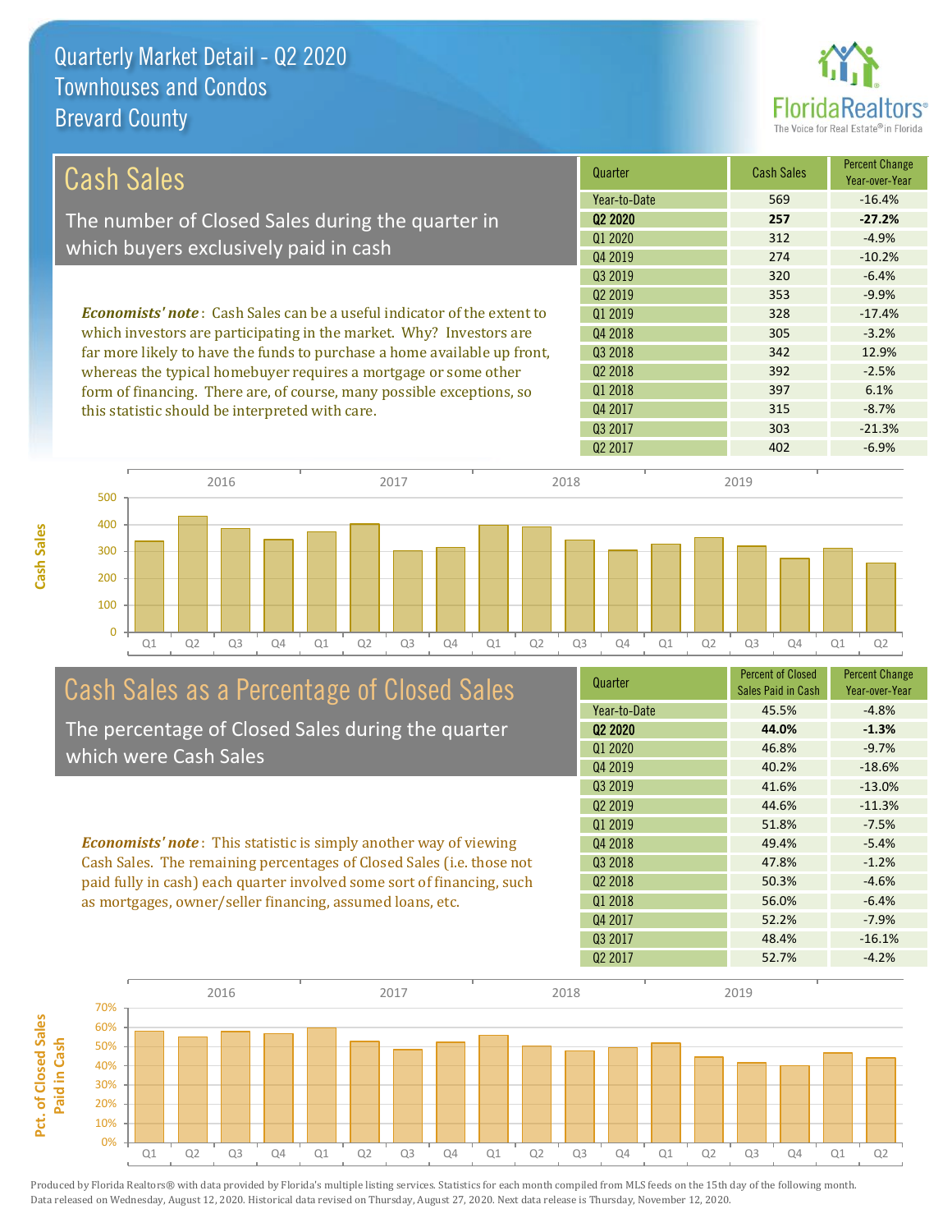# Quarterly Market Detail - Q2 2020
## Townhouses and Condos
## Brevard County

## Cash Sales

The number of Closed Sales during the quarter in which buyers exclusively paid in cash

*Economists' note*: Cash Sales can be a useful indicator of the extent to which investors are participating in the market. Why? Investors are far more likely to have the funds to purchase a home available up front, whereas the typical homebuyer requires a mortgage or some other form of financing. There are, of course, many possible exceptions, so this statistic should be interpreted with care.

| Quarter | Cash Sales | Percent Change Year-over-Year |
|---|---|---|
| Year-to-Date | 569 | -16.4% |
| **Q2 2020** | **257** | **-27.2%** |
| Q1 2020 | 312 | -4.9% |
| Q4 2019 | 274 | -10.2% |
| Q3 2019 | 320 | -6.4% |
| Q2 2019 | 353 | -9.9% |
| Q1 2019 | 328 | -17.4% |
| Q4 2018 | 305 | -3.2% |
| Q3 2018 | 342 | 12.9% |
| Q2 2018 | 392 | -2.5% |
| Q1 2018 | 397 | 6.1% |
| Q4 2017 | 315 | -8.7% |
| Q3 2017 | 303 | -21.3% |
| Q2 2017 | 402 | -6.9% |

## Cash Sales as a Percentage of Closed Sales

The percentage of Closed Sales during the quarter which were Cash Sales

*Economists' note*: This statistic is simply another way of viewing Cash Sales. The remaining percentages of Closed Sales (i.e. those not paid fully in cash) each quarter involved some sort of financing, such as mortgages, owner/seller financing, assumed loans, etc.

| Quarter | Percent of Closed Sales Paid in Cash | Percent Change Year-over-Year |
|---|---|---|
| Year-to-Date | 45.5% | -4.8% |
| **Q2 2020** | **44.0%** | **-1.3%** |
| Q1 2020 | 46.8% | -9.7% |
| Q4 2019 | 40.2% | -18.6% |
| Q3 2019 | 41.6% | -13.0% |
| Q2 2019 | 44.6% | -11.3% |
| Q1 2019 | 51.8% | -7.5% |
| Q4 2018 | 49.4% | -5.4% |
| Q3 2018 | 47.8% | -1.2% |
| Q2 2018 | 50.3% | -4.6% |
| Q1 2018 | 56.0% | -6.4% |
| Q4 2017 | 52.2% | -7.9% |
| Q3 2017 | 48.4% | -16.1% |
| Q2 2017 | 52.7% | -4.2% |

Produced by Florida Realtors® with data provided by Florida's multiple listing services. Statistics for each month compiled from MLS feeds on the 15th day of the following month. Data released on Wednesday, August 12, 2020. Historical data revised on Thursday, August 27, 2020. Next data release is Thursday, November 12, 2020.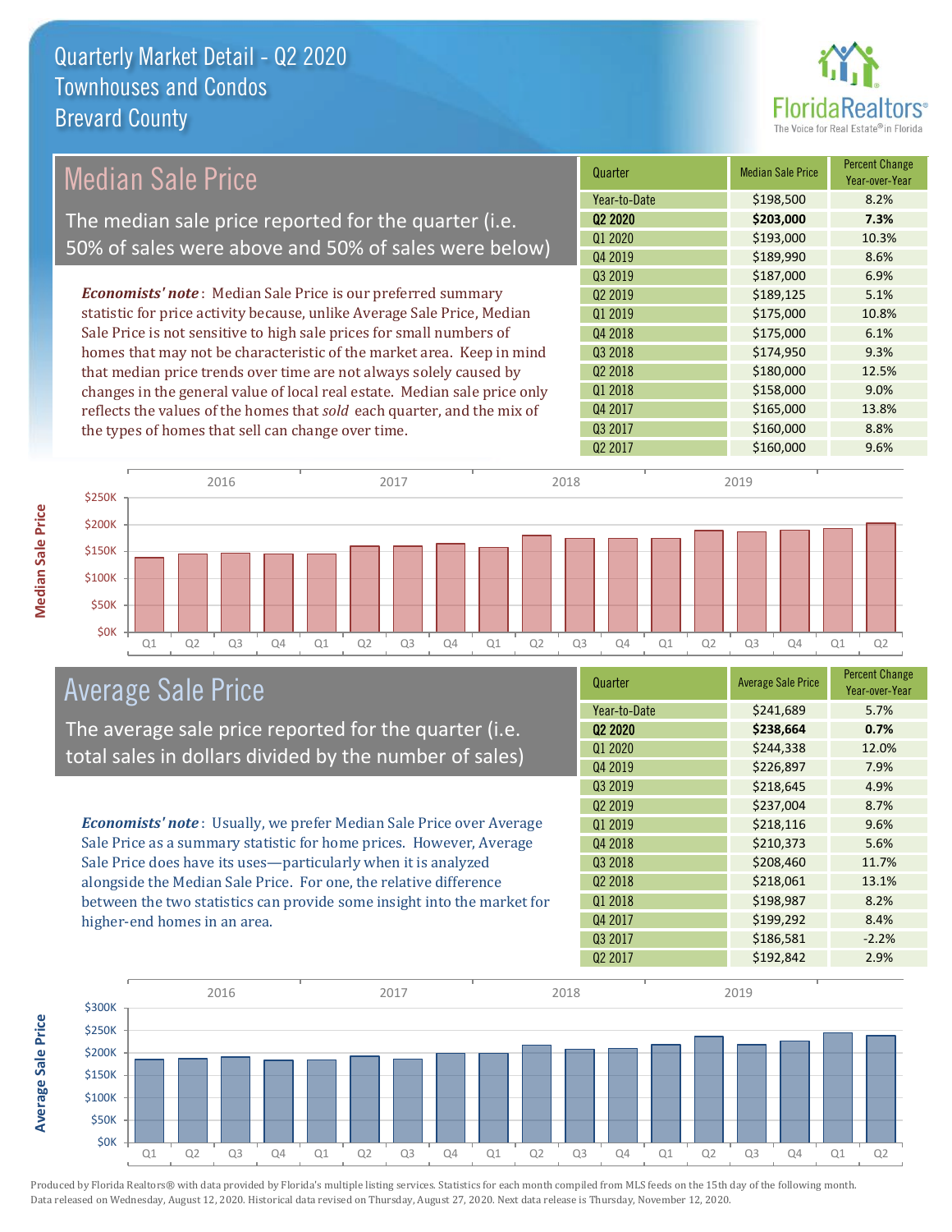# Quarterly Market Detail - Q2 2020
## Townhouses and Condos
## Brevard County

## Median Sale Price

The median sale price reported for the quarter (i.e. 50% of sales were above and 50% of sales were below)

***Economists' note***: Median Sale Price is our preferred summary statistic for price activity because, unlike Average Sale Price, Median Sale Price is not sensitive to high sale prices for small numbers of homes that may not be characteristic of the market area. Keep in mind that median price trends over time are not always solely caused by changes in the general value of local real estate. Median sale price only reflects the values of the homes that *sold* each quarter, and the mix of the types of homes that sell can change over time.

| Quarter | Median Sale Price | Percent Change Year-over-Year |
|---|---|---|
| Year-to-Date | $198,500 | 8.2% |
| **Q2 2020** | **$203,000** | **7.3%** |
| Q1 2020 | $193,000 | 10.3% |
| Q4 2019 | $189,990 | 8.6% |
| Q3 2019 | $187,000 | 6.9% |
| Q2 2019 | $189,125 | 5.1% |
| Q1 2019 | $175,000 | 10.8% |
| Q4 2018 | $175,000 | 6.1% |
| Q3 2018 | $174,950 | 9.3% |
| Q2 2018 | $180,000 | 12.5% |
| Q1 2018 | $158,000 | 9.0% |
| Q4 2017 | $165,000 | 13.8% |
| Q3 2017 | $160,000 | 8.8% |
| Q2 2017 | $160,000 | 9.6% |

## Average Sale Price

The average sale price reported for the quarter (i.e. total sales in dollars divided by the number of sales)

***Economists' note***: Usually, we prefer Median Sale Price over Average Sale Price as a summary statistic for home prices. However, Average Sale Price does have its uses—particularly when it is analyzed alongside the Median Sale Price. For one, the relative difference between the two statistics can provide some insight into the market for higher-end homes in an area.

| Quarter | Average Sale Price | Percent Change Year-over-Year |
|---|---|---|
| Year-to-Date | $241,689 | 5.7% |
| **Q2 2020** | **$238,664** | **0.7%** |
| Q1 2020 | $244,338 | 12.0% |
| Q4 2019 | $226,897 | 7.9% |
| Q3 2019 | $218,645 | 4.9% |
| Q2 2019 | $237,004 | 8.7% |
| Q1 2019 | $218,116 | 9.6% |
| Q4 2018 | $210,373 | 5.6% |
| Q3 2018 | $208,460 | 11.7% |
| Q2 2018 | $218,061 | 13.1% |
| Q1 2018 | $198,987 | 8.2% |
| Q4 2017 | $199,292 | 8.4% |
| Q3 2017 | $186,581 | -2.2% |
| Q2 2017 | $192,842 | 2.9% |

Produced by Florida Realtors® with data provided by Florida's multiple listing services. Statistics for each month compiled from MLS feeds on the 15th day of the following month. Data released on Wednesday, August 12, 2020. Historical data revised on Thursday, August 27, 2020. Next data release is Thursday, November 12, 2020.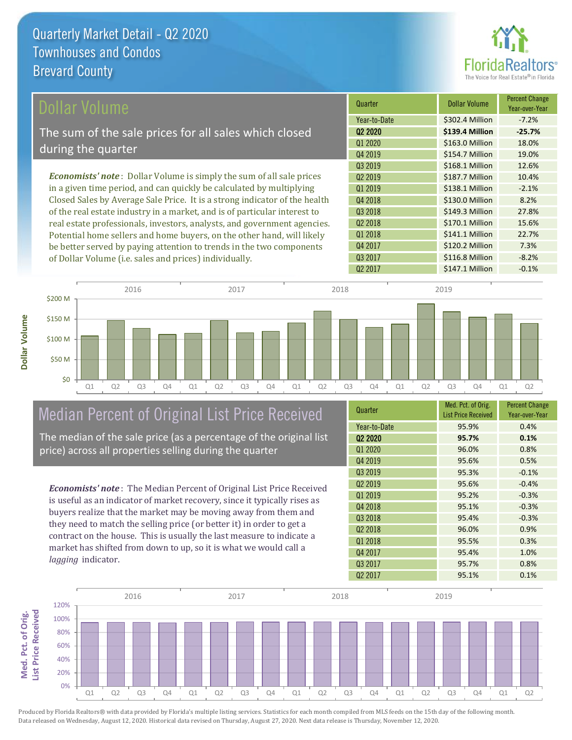# Quarterly Market Detail - Q2 2020
## Townhouses and Condos
## Brevard County

## Dollar Volume

The sum of the sale prices for all sales which closed during the quarter

*Economists' note*: Dollar Volume is simply the sum of all sale prices in a given time period, and can quickly be calculated by multiplying Closed Sales by Average Sale Price. It is a strong indicator of the health of the real estate industry in a market, and is of particular interest to real estate professionals, investors, analysts, and government agencies. Potential home sellers and home buyers, on the other hand, will likely be better served by paying attention to trends in the two components of Dollar Volume (i.e. sales and prices) individually.

| Quarter | Dollar Volume | Percent Change Year-over-Year |
|---|---|---|
| Year-to-Date | $302.4 Million | -7.2% |
| **Q2 2020** | **$139.4 Million** | **-25.7%** |
| Q1 2020 | $163.0 Million | 18.0% |
| Q4 2019 | $154.7 Million | 19.0% |
| Q3 2019 | $168.1 Million | 12.6% |
| Q2 2019 | $187.7 Million | 10.4% |
| Q1 2019 | $138.1 Million | -2.1% |
| Q4 2018 | $130.0 Million | 8.2% |
| Q3 2018 | $149.3 Million | 27.8% |
| Q2 2018 | $170.1 Million | 15.6% |
| Q1 2018 | $141.1 Million | 22.7% |
| Q4 2017 | $120.2 Million | 7.3% |
| Q3 2017 | $116.8 Million | -8.2% |
| Q2 2017 | $147.1 Million | -0.1% |

## Median Percent of Original List Price Received

The median of the sale price (as a percentage of the original list price) across all properties selling during the quarter

*Economists' note*: The Median Percent of Original List Price Received is useful as an indicator of market recovery, since it typically rises as buyers realize that the market may be moving away from them and they need to match the selling price (or better it) in order to get a contract on the house. This is usually the last measure to indicate a market has shifted from down to up, so it is what we would call a *lagging* indicator.

| Quarter | Med. Pct. of Orig. List Price Received | Percent Change Year-over-Year |
|---|---|---|
| Year-to-Date | 95.9% | 0.4% |
| **Q2 2020** | **95.7%** | **0.1%** |
| Q1 2020 | 96.0% | 0.8% |
| Q4 2019 | 95.6% | 0.5% |
| Q3 2019 | 95.3% | -0.1% |
| Q2 2019 | 95.6% | -0.4% |
| Q1 2019 | 95.2% | -0.3% |
| Q4 2018 | 95.1% | -0.3% |
| Q3 2018 | 95.4% | -0.3% |
| Q2 2018 | 96.0% | 0.9% |
| Q1 2018 | 95.5% | 0.3% |
| Q4 2017 | 95.4% | 1.0% |
| Q3 2017 | 95.7% | 0.8% |
| Q2 2017 | 95.1% | 0.1% |

Produced by Florida Realtors® with data provided by Florida's multiple listing services. Statistics for each month compiled from MLS feeds on the 15th day of the following month. Data released on Wednesday, August 12, 2020. Historical data revised on Thursday, August 27, 2020. Next data release is Thursday, November 12, 2020.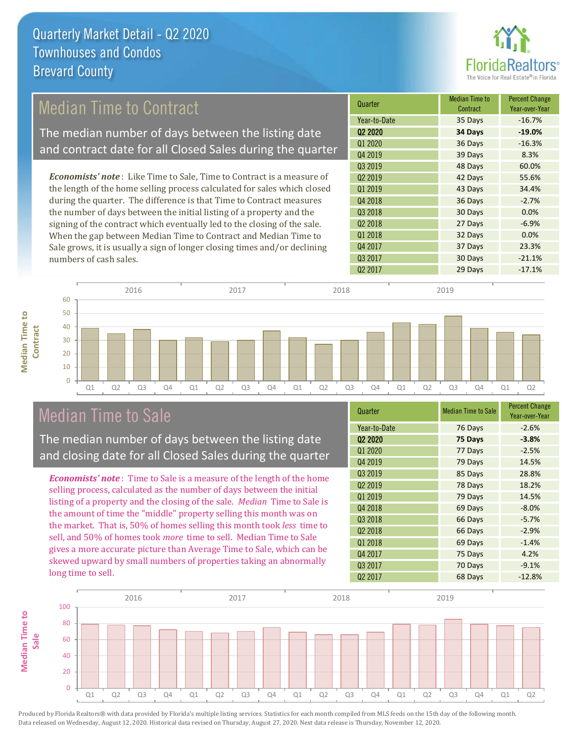# Quarterly Market Detail - Q2 2020
## Townhouses and Condos
## Brevard County

## Median Time to Contract

The median number of days between the listing date and contract date for all Closed Sales during the quarter

*Economists' note*: Like Time to Sale, Time to Contract is a measure of the length of the home selling process calculated for sales which closed during the quarter. The difference is that Time to Contract measures the number of days between the initial listing of a property and the signing of the contract which eventually led to the closing of the sale. When the gap between Median Time to Contract and Median Time to Sale grows, it is usually a sign of longer closing times and/or declining numbers of cash sales.

| Quarter | Median Time to Contract | Percent Change Year-over-Year |
|---|---|---|
| Year-to-Date | 35 Days | -16.7% |
| **Q2 2020** | **34 Days** | **-19.0%** |
| Q1 2020 | 36 Days | -16.3% |
| Q4 2019 | 39 Days | 8.3% |
| Q3 2019 | 48 Days | 60.0% |
| Q2 2019 | 42 Days | 55.6% |
| Q1 2019 | 43 Days | 34.4% |
| Q4 2018 | 36 Days | -2.7% |
| Q3 2018 | 30 Days | 0.0% |
| Q2 2018 | 27 Days | -6.9% |
| Q1 2018 | 32 Days | 0.0% |
| Q4 2017 | 37 Days | 23.3% |
| Q3 2017 | 30 Days | -21.1% |
| Q2 2017 | 29 Days | -17.1% |

## Median Time to Sale

The median number of days between the listing date and closing date for all Closed Sales during the quarter

*Economists' note*: Time to Sale is a measure of the length of the home selling process, calculated as the number of days between the initial listing of a property and the closing of the sale. *Median* Time to Sale is the amount of time the "middle" property selling this month was on the market. That is, 50% of homes selling this month took *less* time to sell, and 50% of homes took *more* time to sell. Median Time to Sale gives a more accurate picture than Average Time to Sale, which can be skewed upward by small numbers of properties taking an abnormally long time to sell.

| Quarter | Median Time to Sale | Percent Change Year-over-Year |
|---|---|---|
| Year-to-Date | 76 Days | -2.6% |
| **Q2 2020** | **75 Days** | **-3.8%** |
| Q1 2020 | 77 Days | -2.5% |
| Q4 2019 | 79 Days | 14.5% |
| Q3 2019 | 85 Days | 28.8% |
| Q2 2019 | 78 Days | 18.2% |
| Q1 2019 | 79 Days | 14.5% |
| Q4 2018 | 69 Days | -8.0% |
| Q3 2018 | 66 Days | -5.7% |
| Q2 2018 | 66 Days | -2.9% |
| Q1 2018 | 69 Days | -1.4% |
| Q4 2017 | 75 Days | 4.2% |
| Q3 2017 | 70 Days | -9.1% |
| Q2 2017 | 68 Days | -12.8% |

Produced by Florida Realtors® with data provided by Florida's multiple listing services. Statistics for each month compiled from MLS feeds on the 15th day of the following month. Data released on Wednesday, August 12, 2020. Historical data revised on Thursday, August 27, 2020. Next data release is Thursday, November 12, 2020.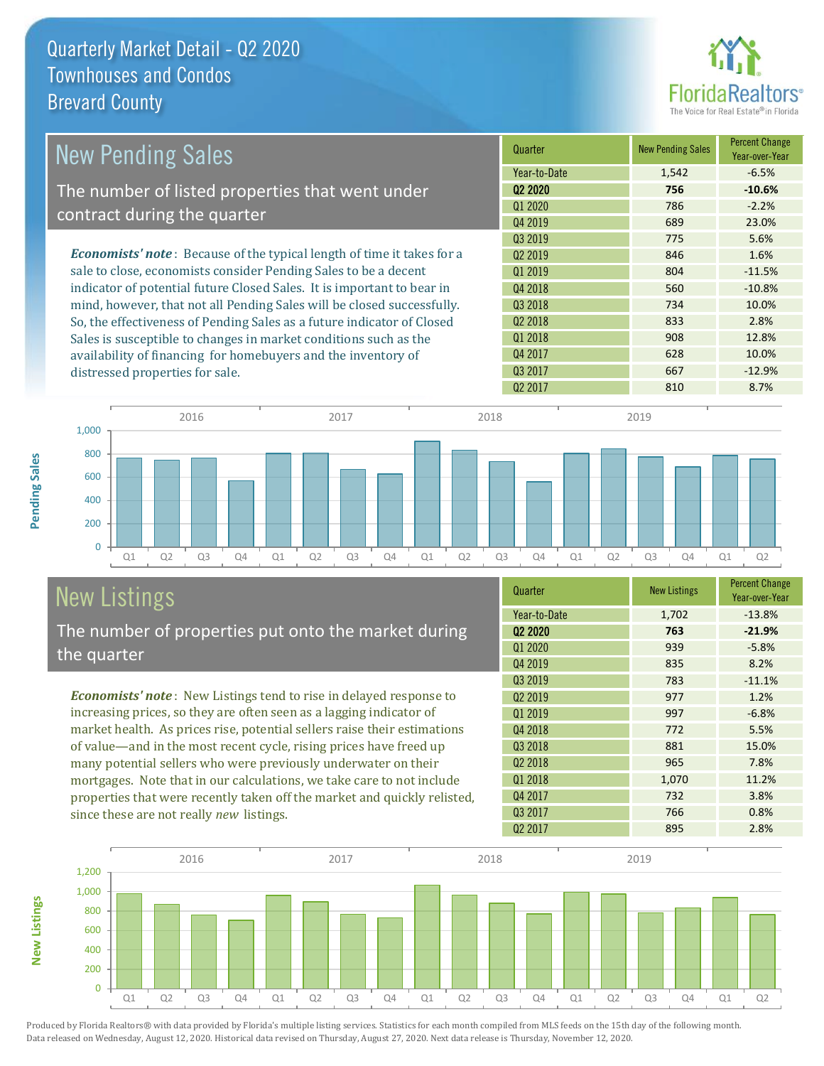# Quarterly Market Detail - Q2 2020
## Townhouses and Condos
## Brevard County

## New Pending Sales

The number of listed properties that went under contract during the quarter

***Economists' note***: Because of the typical length of time it takes for a sale to close, economists consider Pending Sales to be a decent indicator of potential future Closed Sales. It is important to bear in mind, however, that not all Pending Sales will be closed successfully. So, the effectiveness of Pending Sales as a future indicator of Closed Sales is susceptible to changes in market conditions such as the availability of financing for homebuyers and the inventory of distressed properties for sale.

| Quarter | New Pending Sales | Percent Change Year-over-Year |
|---|---|---|
| Year-to-Date | 1,542 | -6.5% |
| **Q2 2020** | **756** | **-10.6%** |
| Q1 2020 | 786 | -2.2% |
| Q4 2019 | 689 | 23.0% |
| Q3 2019 | 775 | 5.6% |
| Q2 2019 | 846 | 1.6% |
| Q1 2019 | 804 | -11.5% |
| Q4 2018 | 560 | -10.8% |
| Q3 2018 | 734 | 10.0% |
| Q2 2018 | 833 | 2.8% |
| Q1 2018 | 908 | 12.8% |
| Q4 2017 | 628 | 10.0% |
| Q3 2017 | 667 | -12.9% |
| Q2 2017 | 810 | 8.7% |

## New Listings

The number of properties put onto the market during the quarter

***Economists' note***: New Listings tend to rise in delayed response to increasing prices, so they are often seen as a lagging indicator of market health. As prices rise, potential sellers raise their estimations of value—and in the most recent cycle, rising prices have freed up many potential sellers who were previously underwater on their mortgages. Note that in our calculations, we take care to not include properties that were recently taken off the market and quickly relisted, since these are not really *new* listings.

| Quarter | New Listings | Percent Change Year-over-Year |
|---|---|---|
| Year-to-Date | 1,702 | -13.8% |
| **Q2 2020** | **763** | **-21.9%** |
| Q1 2020 | 939 | -5.8% |
| Q4 2019 | 835 | 8.2% |
| Q3 2019 | 783 | -11.1% |
| Q2 2019 | 977 | 1.2% |
| Q1 2019 | 997 | -6.8% |
| Q4 2018 | 772 | 5.5% |
| Q3 2018 | 881 | 15.0% |
| Q2 2018 | 965 | 7.8% |
| Q1 2018 | 1,070 | 11.2% |
| Q4 2017 | 732 | 3.8% |
| Q3 2017 | 766 | 0.8% |
| Q2 2017 | 895 | 2.8% |

Produced by Florida Realtors® with data provided by Florida's multiple listing services. Statistics for each month compiled from MLS feeds on the 15th day of the following month. Data released on Wednesday, August 12, 2020. Historical data revised on Thursday, August 27, 2020. Next data release is Thursday, November 12, 2020.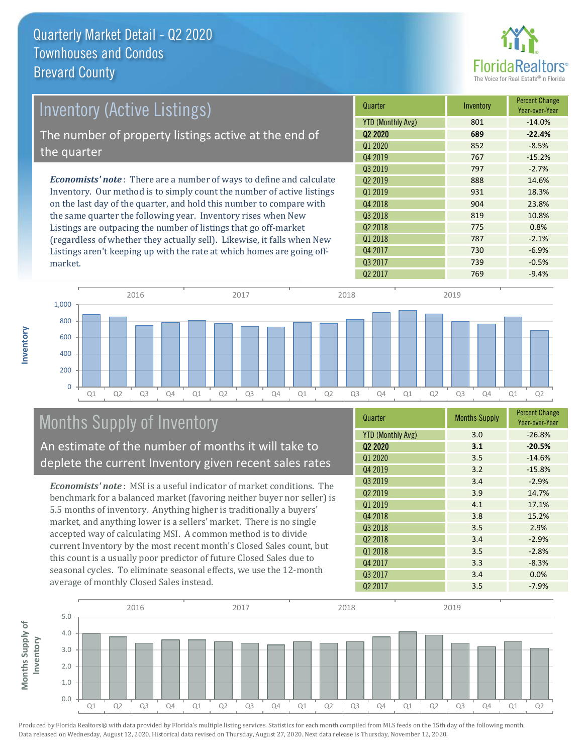# Quarterly Market Detail - Q2 2020
## Townhouses and Condos
## Brevard County

## Inventory (Active Listings)

The number of property listings active at the end of the quarter

***Economists' note***: There are a number of ways to define and calculate Inventory. Our method is to simply count the number of active listings on the last day of the quarter, and hold this number to compare with the same quarter the following year. Inventory rises when New Listings are outpacing the number of listings that go off-market (regardless of whether they actually sell). Likewise, it falls when New Listings aren't keeping up with the rate at which homes are going off-market.

| Quarter | Inventory | Percent Change Year-over-Year |
|---|---|---|
| YTD (Monthly Avg) | 801 | -14.0% |
| **Q2 2020** | **689** | **-22.4%** |
| Q1 2020 | 852 | -8.5% |
| Q4 2019 | 767 | -15.2% |
| Q3 2019 | 797 | -2.7% |
| Q2 2019 | 888 | 14.6% |
| Q1 2019 | 931 | 18.3% |
| Q4 2018 | 904 | 23.8% |
| Q3 2018 | 819 | 10.8% |
| Q2 2018 | 775 | 0.8% |
| Q1 2018 | 787 | -2.1% |
| Q4 2017 | 730 | -6.9% |
| Q3 2017 | 739 | -0.5% |
| Q2 2017 | 769 | -9.4% |

## Months Supply of Inventory

An estimate of the number of months it will take to deplete the current Inventory given recent sales rates

***Economists' note***: MSI is a useful indicator of market conditions. The benchmark for a balanced market (favoring neither buyer nor seller) is 5.5 months of inventory. Anything higher is traditionally a buyers' market, and anything lower is a sellers' market. There is no single accepted way of calculating MSI. A common method is to divide current Inventory by the most recent month's Closed Sales count, but this count is a usually poor predictor of future Closed Sales due to seasonal cycles. To eliminate seasonal effects, we use the 12-month average of monthly Closed Sales instead.

| Quarter | Months Supply | Percent Change Year-over-Year |
|---|---|---|
| YTD (Monthly Avg) | 3.0 | -26.8% |
| **Q2 2020** | **3.1** | **-20.5%** |
| Q1 2020 | 3.5 | -14.6% |
| Q4 2019 | 3.2 | -15.8% |
| Q3 2019 | 3.4 | -2.9% |
| Q2 2019 | 3.9 | 14.7% |
| Q1 2019 | 4.1 | 17.1% |
| Q4 2018 | 3.8 | 15.2% |
| Q3 2018 | 3.5 | 2.9% |
| Q2 2018 | 3.4 | -2.9% |
| Q1 2018 | 3.5 | -2.8% |
| Q4 2017 | 3.3 | -8.3% |
| Q3 2017 | 3.4 | 0.0% |
| Q2 2017 | 3.5 | -7.9% |

Produced by Florida Realtors® with data provided by Florida's multiple listing services. Statistics for each month compiled from MLS feeds on the 15th day of the following month. Data released on Wednesday, August 12, 2020. Historical data revised on Thursday, August 27, 2020. Next data release is Thursday, November 12, 2020.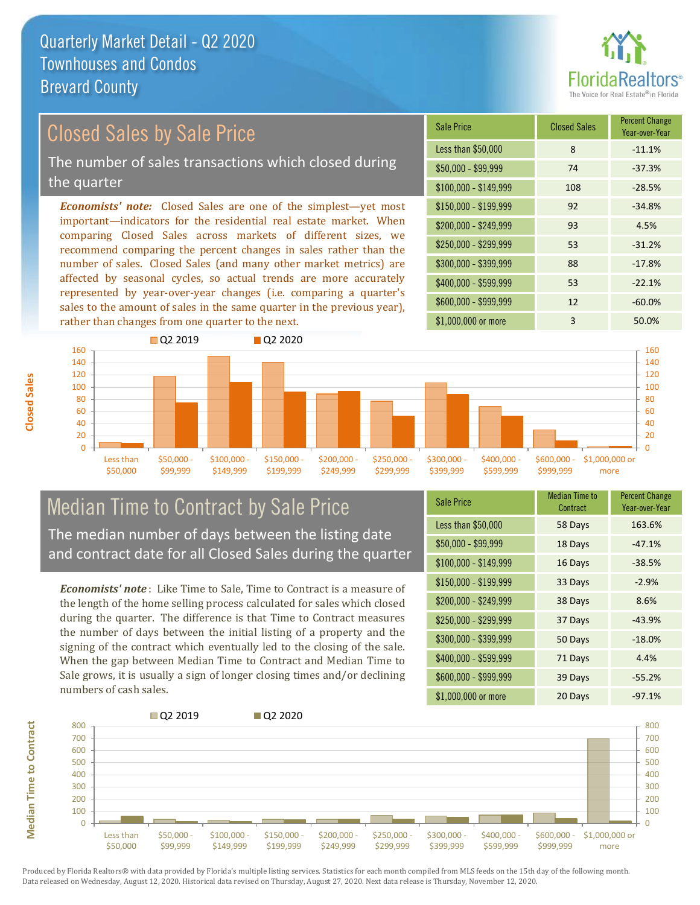# Quarterly Market Detail - Q2 2020
## Townhouses and Condos
## Brevard County

## Closed Sales by Sale Price

The number of sales transactions which closed during the quarter

***Economists' note:*** Closed Sales are one of the simplest—yet most important—indicators for the residential real estate market. When comparing Closed Sales across markets of different sizes, we recommend comparing the percent changes in sales rather than the number of sales. Closed Sales (and many other market metrics) are affected by seasonal cycles, so actual trends are more accurately represented by year-over-year changes (i.e. comparing a quarter's sales to the amount of sales in the same quarter in the previous year), rather than changes from one quarter to the next.

| Sale Price | Closed Sales | Percent Change Year-over-Year |
|---|---|---|
| Less than $50,000 | 8 | -11.1% |
| $50,000 - $99,999 | 74 | -37.3% |
| $100,000 - $149,999 | 108 | -28.5% |
| $150,000 - $199,999 | 92 | -34.8% |
| $200,000 - $249,999 | 93 | 4.5% |
| $250,000 - $299,999 | 53 | -31.2% |
| $300,000 - $399,999 | 88 | -17.8% |
| $400,000 - $599,999 | 53 | -22.1% |
| $600,000 - $999,999 | 12 | -60.0% |
| $1,000,000 or more | 3 | 50.0% |

## Median Time to Contract by Sale Price

The median number of days between the listing date and contract date for all Closed Sales during the quarter

***Economists' note*** : Like Time to Sale, Time to Contract is a measure of the length of the home selling process calculated for sales which closed during the quarter. The difference is that Time to Contract measures the number of days between the initial listing of a property and the signing of the contract which eventually led to the closing of the sale. When the gap between Median Time to Contract and Median Time to Sale grows, it is usually a sign of longer closing times and/or declining numbers of cash sales.

| Sale Price | Median Time to Contract | Percent Change Year-over-Year |
|---|---|---|
| Less than $50,000 | 58 Days | 163.6% |
| $50,000 - $99,999 | 18 Days | -47.1% |
| $100,000 - $149,999 | 16 Days | -38.5% |
| $150,000 - $199,999 | 33 Days | -2.9% |
| $200,000 - $249,999 | 38 Days | 8.6% |
| $250,000 - $299,999 | 37 Days | -43.9% |
| $300,000 - $399,999 | 50 Days | -18.0% |
| $400,000 - $599,999 | 71 Days | 4.4% |
| $600,000 - $999,999 | 39 Days | -55.2% |
| $1,000,000 or more | 20 Days | -97.1% |

Produced by Florida Realtors® with data provided by Florida's multiple listing services. Statistics for each month compiled from MLS feeds on the 15th day of the following month. Data released on Wednesday, August 12, 2020. Historical data revised on Thursday, August 27, 2020. Next data release is Thursday, November 12, 2020.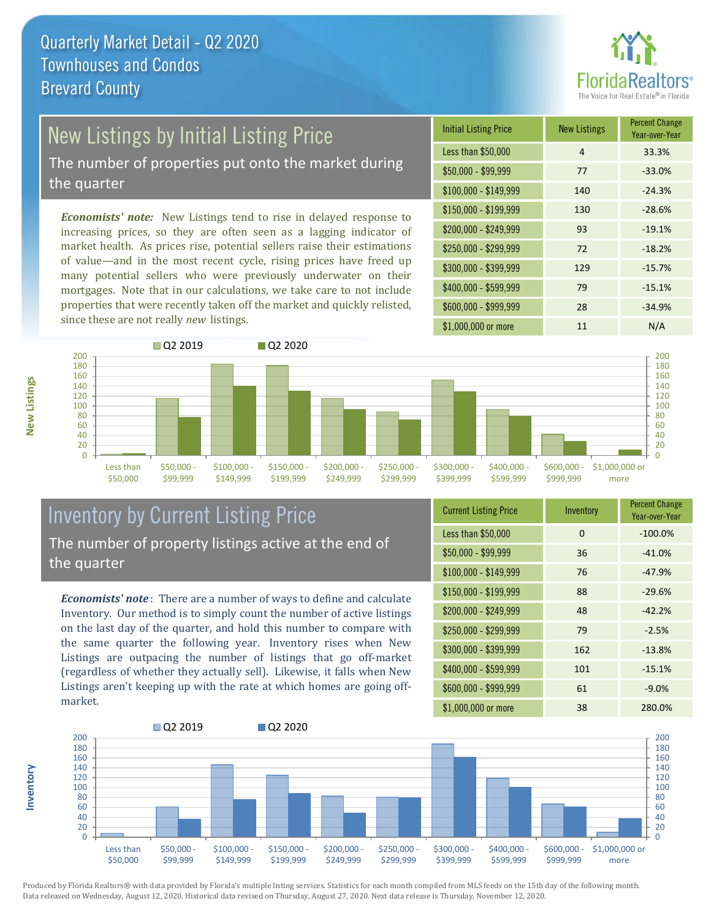# Quarterly Market Detail - Q2 2020
## Townhouses and Condos
## Brevard County

## New Listings by Initial Listing Price

The number of properties put onto the market during the quarter

*Economists' note:* New Listings tend to rise in delayed response to increasing prices, so they are often seen as a lagging indicator of market health. As prices rise, potential sellers raise their estimations of value—and in the most recent cycle, rising prices have freed up many potential sellers who were previously underwater on their mortgages. Note that in our calculations, we take care to not include properties that were recently taken off the market and quickly relisted, since these are not really *new* listings.

| Initial Listing Price | New Listings | Percent Change Year-over-Year |
|---|---|---|
| Less than $50,000 | 4 | 33.3% |
| $50,000 - $99,999 | 77 | -33.0% |
| $100,000 - $149,999 | 140 | -24.3% |
| $150,000 - $199,999 | 130 | -28.6% |
| $200,000 - $249,999 | 93 | -19.1% |
| $250,000 - $299,999 | 72 | -18.2% |
| $300,000 - $399,999 | 129 | -15.7% |
| $400,000 - $599,999 | 79 | -15.1% |
| $600,000 - $999,999 | 28 | -34.9% |
| $1,000,000 or more | 11 | N/A |

## Inventory by Current Listing Price

The number of property listings active at the end of the quarter

*Economists' note*: There are a number of ways to define and calculate Inventory. Our method is to simply count the number of active listings on the last day of the quarter, and hold this number to compare with the same quarter the following year. Inventory rises when New Listings are outpacing the number of listings that go off-market (regardless of whether they actually sell). Likewise, it falls when New Listings aren't keeping up with the rate at which homes are going off-market.

| Current Listing Price | Inventory | Percent Change Year-over-Year |
|---|---|---|
| Less than $50,000 | 0 | -100.0% |
| $50,000 - $99,999 | 36 | -41.0% |
| $100,000 - $149,999 | 76 | -47.9% |
| $150,000 - $199,999 | 88 | -29.6% |
| $200,000 - $249,999 | 48 | -42.2% |
| $250,000 - $299,999 | 79 | -2.5% |
| $300,000 - $399,999 | 162 | -13.8% |
| $400,000 - $599,999 | 101 | -15.1% |
| $600,000 - $999,999 | 61 | -9.0% |
| $1,000,000 or more | 38 | 280.0% |

Produced by Florida Realtors® with data provided by Florida's multiple listing services. Statistics for each month compiled from MLS feeds on the 15th day of the following month. Data released on Wednesday, August 12, 2020. Historical data revised on Thursday, August 27, 2020. Next data release is Thursday, November 12, 2020.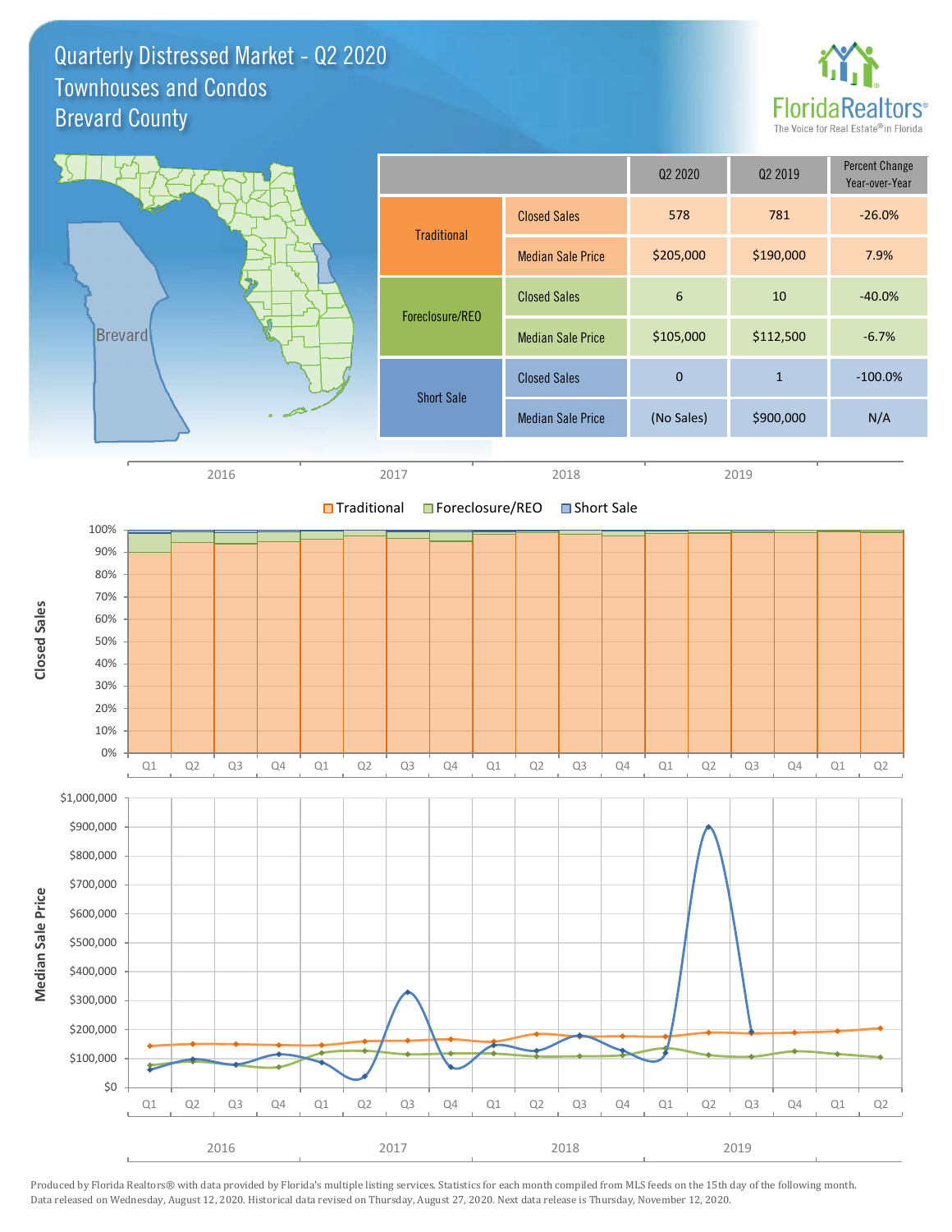# Quarterly Distressed Market - Q2 2020
## Townhouses and Condos
## Brevard County

FloridaRealtors®
The Voice for Real Estate® in Florida

Brevard

| | | Q2 2020 | Q2 2019 | Percent Change Year-over-Year |
|---|---|---|---|---|
| Traditional | Closed Sales | 578 | 781 | -26.0% |
| | Median Sale Price | $205,000 | $190,000 | 7.9% |
| Foreclosure/REO | Closed Sales | 6 | 10 | -40.0% |
| | Median Sale Price | $105,000 | $112,500 | -6.7% |
| Short Sale | Closed Sales | 0 | 1 | -100.0% |
| | Median Sale Price | (No Sales) | $900,000 | N/A |

2016 2017 2018 2019

Traditional Foreclosure/REO Short Sale

Closed Sales

100% 90% 80% 70% 60% 50% 40% 30% 20% 10% 0%

Q1 Q2 Q3 Q4 Q1 Q2 Q3 Q4 Q1 Q2 Q3 Q4 Q1 Q2 Q3 Q4 Q1 Q2

Median Sale Price

$1,000,000 $900,000 $800,000 $700,000 $600,000 $500,000 $400,000 $300,000 $200,000 $100,000 $0

Q1 Q2 Q3 Q4 Q1 Q2 Q3 Q4 Q1 Q2 Q3 Q4 Q1 Q2 Q3 Q4 Q1 Q2

2016 2017 2018 2019

Produced by Florida Realtors® with data provided by Florida's multiple listing services. Statistics for each month compiled from MLS feeds on the 15th day of the following month. Data released on Wednesday, August 12, 2020. Historical data revised on Thursday, August 27, 2020. Next data release is Thursday, November 12, 2020.